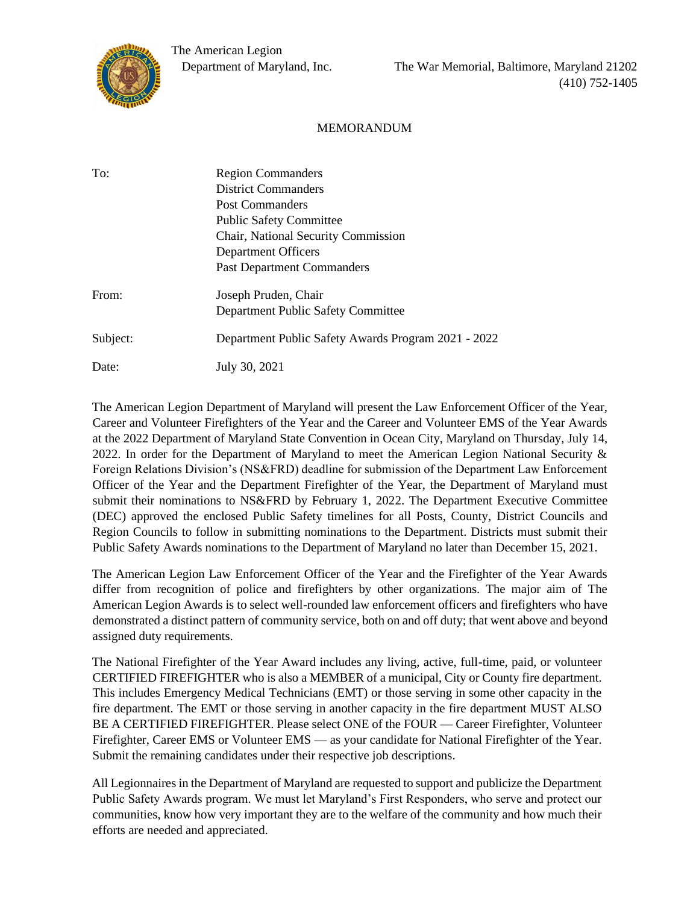The American Legion
Department of Maryland, Inc.

The War Memorial, Baltimore, Maryland 21202
(410) 752-1405

# MEMORANDUM

| | |
|---|---|
| To: | Region Commanders<br>District Commanders<br>Post Commanders<br>Public Safety Committee<br>Chair, National Security Commission<br>Department Officers<br>Past Department Commanders |
| From: | Joseph Pruden, Chair<br>Department Public Safety Committee |
| Subject: | Department Public Safety Awards Program 2021 - 2022 |
| Date: | July 30, 2021 |

The American Legion Department of Maryland will present the Law Enforcement Officer of the Year, Career and Volunteer Firefighters of the Year and the Career and Volunteer EMS of the Year Awards at the 2022 Department of Maryland State Convention in Ocean City, Maryland on Thursday, July 14, 2022. In order for the Department of Maryland to meet the American Legion National Security & Foreign Relations Division's (NS&FRD) deadline for submission of the Department Law Enforcement Officer of the Year and the Department Firefighter of the Year, the Department of Maryland must submit their nominations to NS&FRD by February 1, 2022. The Department Executive Committee (DEC) approved the enclosed Public Safety timelines for all Posts, County, District Councils and Region Councils to follow in submitting nominations to the Department. Districts must submit their Public Safety Awards nominations to the Department of Maryland no later than December 15, 2021.

The American Legion Law Enforcement Officer of the Year and the Firefighter of the Year Awards differ from recognition of police and firefighters by other organizations. The major aim of The American Legion Awards is to select well-rounded law enforcement officers and firefighters who have demonstrated a distinct pattern of community service, both on and off duty; that went above and beyond assigned duty requirements.

The National Firefighter of the Year Award includes any living, active, full-time, paid, or volunteer CERTIFIED FIREFIGHTER who is also a MEMBER of a municipal, City or County fire department. This includes Emergency Medical Technicians (EMT) or those serving in some other capacity in the fire department. The EMT or those serving in another capacity in the fire department MUST ALSO BE A CERTIFIED FIREFIGHTER. Please select ONE of the FOUR — Career Firefighter, Volunteer Firefighter, Career EMS or Volunteer EMS — as your candidate for National Firefighter of the Year. Submit the remaining candidates under their respective job descriptions.

All Legionnaires in the Department of Maryland are requested to support and publicize the Department Public Safety Awards program. We must let Maryland's First Responders, who serve and protect our communities, know how very important they are to the welfare of the community and how much their efforts are needed and appreciated.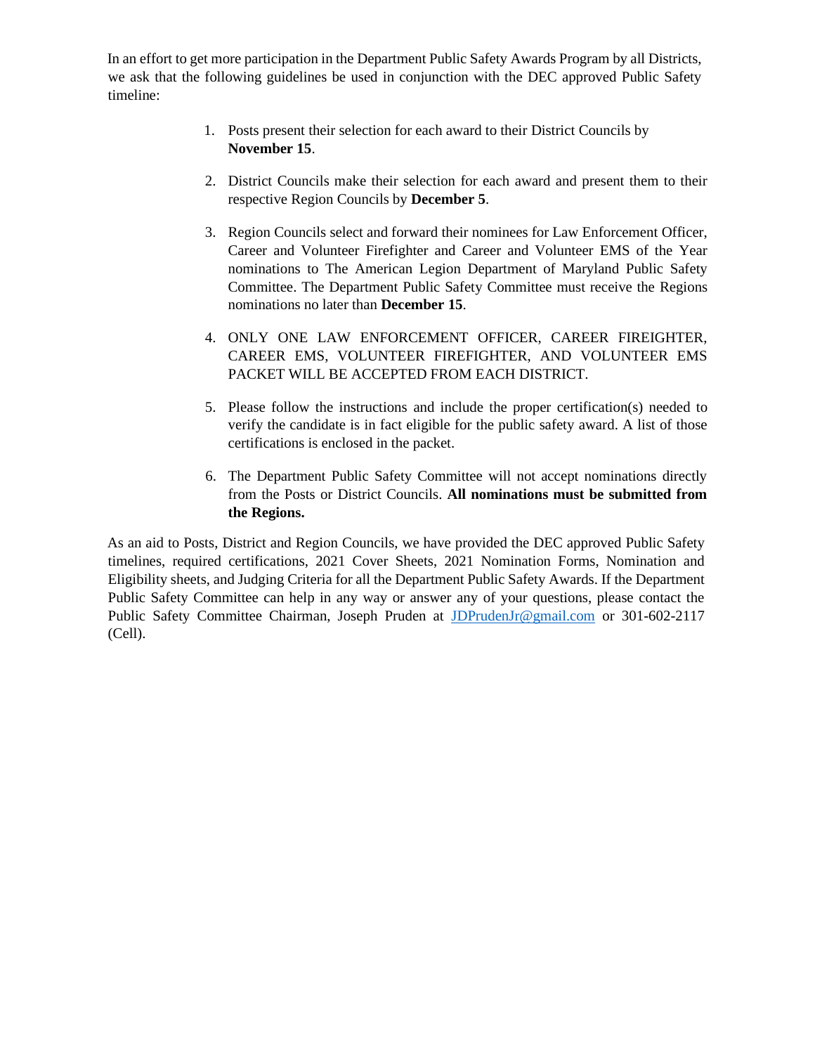In an effort to get more participation in the Department Public Safety Awards Program by all Districts, we ask that the following guidelines be used in conjunction with the DEC approved Public Safety timeline:

1. Posts present their selection for each award to their District Councils by **November 15**.

2. District Councils make their selection for each award and present them to their respective Region Councils by **December 5**.

3. Region Councils select and forward their nominees for Law Enforcement Officer, Career and Volunteer Firefighter and Career and Volunteer EMS of the Year nominations to The American Legion Department of Maryland Public Safety Committee. The Department Public Safety Committee must receive the Regions nominations no later than **December 15**.

4. ONLY ONE LAW ENFORCEMENT OFFICER, CAREER FIREIGHTER, CAREER EMS, VOLUNTEER FIREFIGHTER, AND VOLUNTEER EMS PACKET WILL BE ACCEPTED FROM EACH DISTRICT.

5. Please follow the instructions and include the proper certification(s) needed to verify the candidate is in fact eligible for the public safety award. A list of those certifications is enclosed in the packet.

6. The Department Public Safety Committee will not accept nominations directly from the Posts or District Councils. **All nominations must be submitted from the Regions.**

As an aid to Posts, District and Region Councils, we have provided the DEC approved Public Safety timelines, required certifications, 2021 Cover Sheets, 2021 Nomination Forms, Nomination and Eligibility sheets, and Judging Criteria for all the Department Public Safety Awards. If the Department Public Safety Committee can help in any way or answer any of your questions, please contact the Public Safety Committee Chairman, Joseph Pruden at JDPrudenJr@gmail.com or 301-602-2117 (Cell).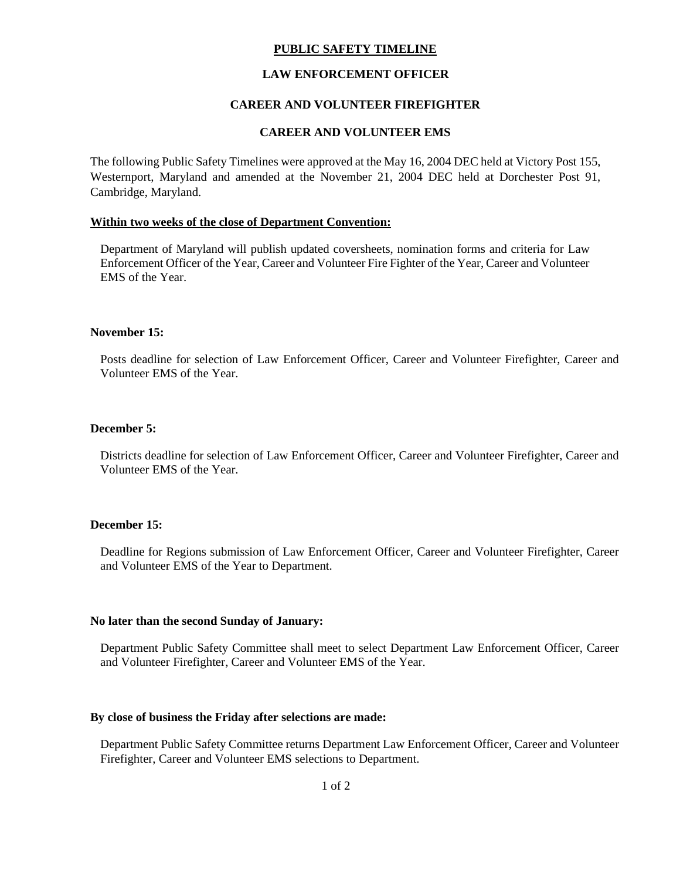# PUBLIC SAFETY TIMELINE

## LAW ENFORCEMENT OFFICER

## CAREER AND VOLUNTEER FIREFIGHTER

## CAREER AND VOLUNTEER EMS

The following Public Safety Timelines were approved at the May 16, 2004 DEC held at Victory Post 155, Westernport, Maryland and amended at the November 21, 2004 DEC held at Dorchester Post 91, Cambridge, Maryland.

**Within two weeks of the close of Department Convention:**

Department of Maryland will publish updated coversheets, nomination forms and criteria for Law Enforcement Officer of the Year, Career and Volunteer Fire Fighter of the Year, Career and Volunteer EMS of the Year.

**November 15:**

Posts deadline for selection of Law Enforcement Officer, Career and Volunteer Firefighter, Career and Volunteer EMS of the Year.

**December 5:**

Districts deadline for selection of Law Enforcement Officer, Career and Volunteer Firefighter, Career and Volunteer EMS of the Year.

**December 15:**

Deadline for Regions submission of Law Enforcement Officer, Career and Volunteer Firefighter, Career and Volunteer EMS of the Year to Department.

**No later than the second Sunday of January:**

Department Public Safety Committee shall meet to select Department Law Enforcement Officer, Career and Volunteer Firefighter, Career and Volunteer EMS of the Year.

**By close of business the Friday after selections are made:**

Department Public Safety Committee returns Department Law Enforcement Officer, Career and Volunteer Firefighter, Career and Volunteer EMS selections to Department.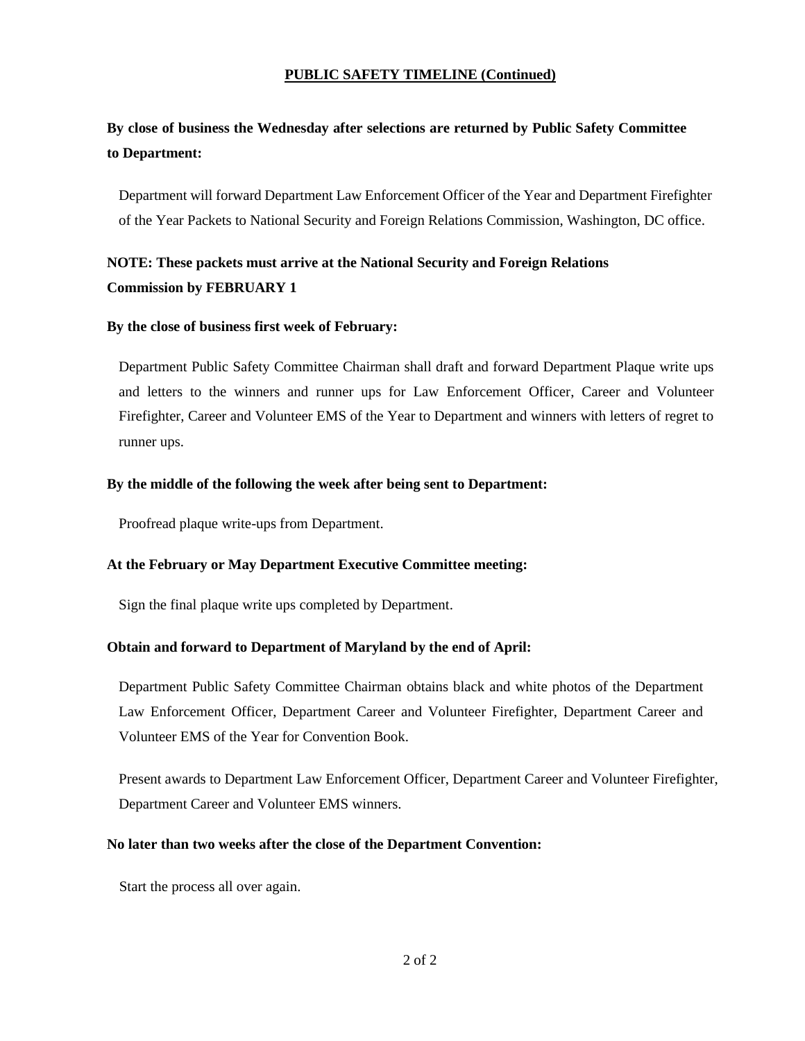## PUBLIC SAFETY TIMELINE (Continued)

**By close of business the Wednesday after selections are returned by Public Safety Committee to Department:**

Department will forward Department Law Enforcement Officer of the Year and Department Firefighter of the Year Packets to National Security and Foreign Relations Commission, Washington, DC office.

**NOTE: These packets must arrive at the National Security and Foreign Relations Commission by FEBRUARY 1**

**By the close of business first week of February:**

Department Public Safety Committee Chairman shall draft and forward Department Plaque write ups and letters to the winners and runner ups for Law Enforcement Officer, Career and Volunteer Firefighter, Career and Volunteer EMS of the Year to Department and winners with letters of regret to runner ups.

**By the middle of the following the week after being sent to Department:**

Proofread plaque write-ups from Department.

**At the February or May Department Executive Committee meeting:**

Sign the final plaque write ups completed by Department.

**Obtain and forward to Department of Maryland by the end of April:**

Department Public Safety Committee Chairman obtains black and white photos of the Department Law Enforcement Officer, Department Career and Volunteer Firefighter, Department Career and Volunteer EMS of the Year for Convention Book.

Present awards to Department Law Enforcement Officer, Department Career and Volunteer Firefighter, Department Career and Volunteer EMS winners.

**No later than two weeks after the close of the Department Convention:**

Start the process all over again.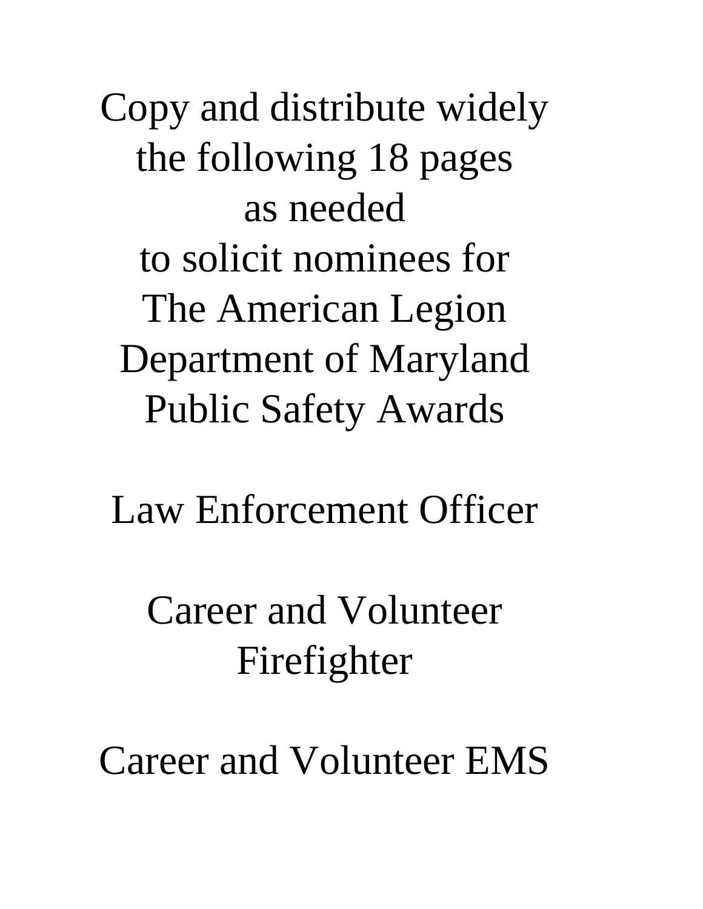Copy and distribute widely
the following 18 pages
as needed
to solicit nominees for
The American Legion
Department of Maryland
Public Safety Awards

Law Enforcement Officer

Career and Volunteer
Firefighter

Career and Volunteer EMS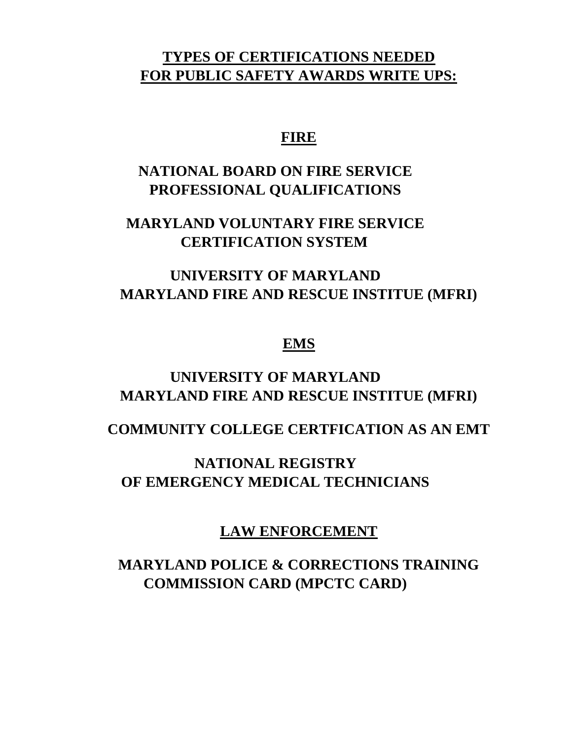# TYPES OF CERTIFICATIONS NEEDED FOR PUBLIC SAFETY AWARDS WRITE UPS:

## FIRE

**NATIONAL BOARD ON FIRE SERVICE PROFESSIONAL QUALIFICATIONS**

**MARYLAND VOLUNTARY FIRE SERVICE CERTIFICATION SYSTEM**

**UNIVERSITY OF MARYLAND MARYLAND FIRE AND RESCUE INSTITUE (MFRI)**

## EMS

**UNIVERSITY OF MARYLAND MARYLAND FIRE AND RESCUE INSTITUE (MFRI)**

**COMMUNITY COLLEGE CERTFICATION AS AN EMT**

**NATIONAL REGISTRY OF EMERGENCY MEDICAL TECHNICIANS**

## LAW ENFORCEMENT

**MARYLAND POLICE & CORRECTIONS TRAINING COMMISSION CARD (MPCTC CARD)**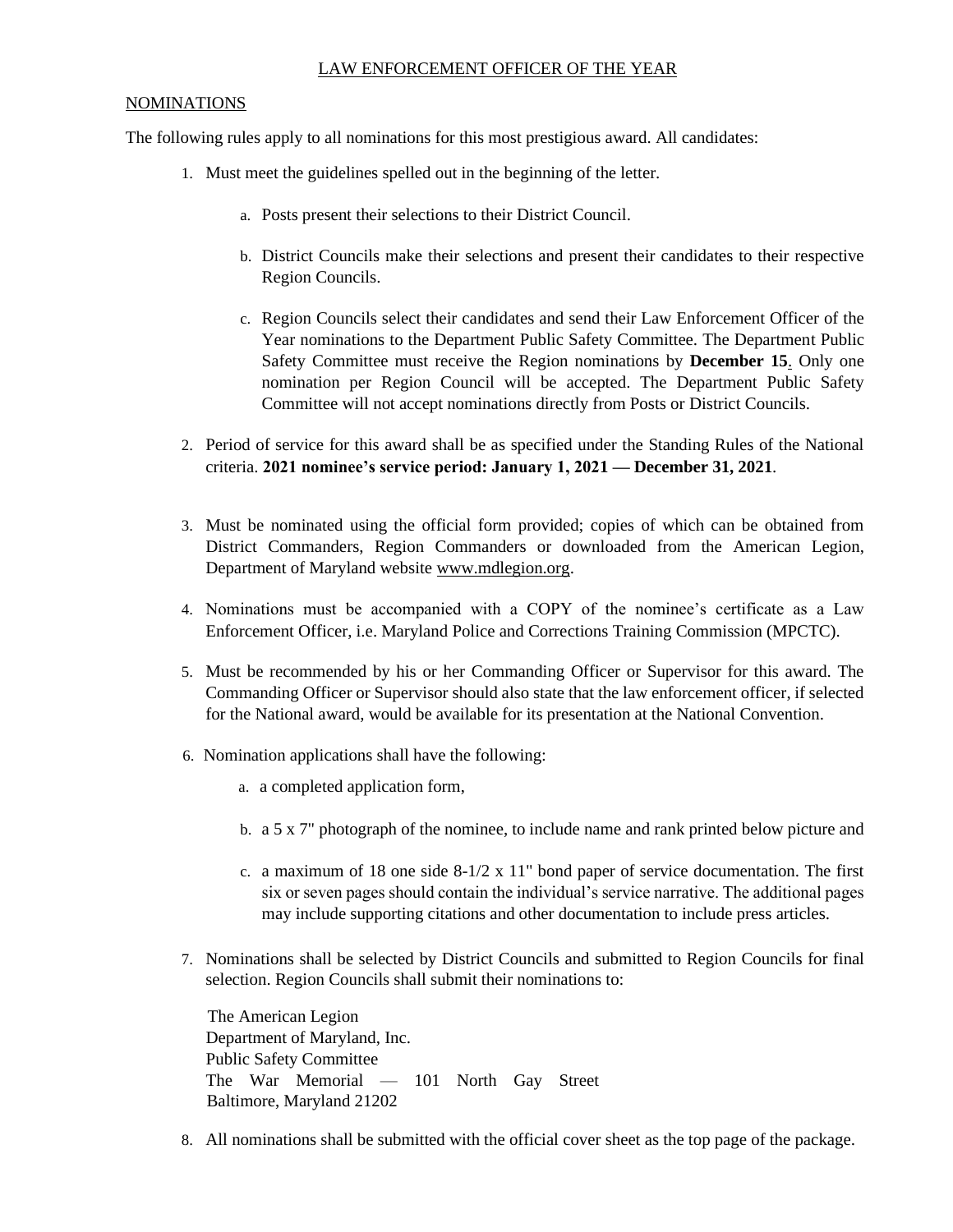# LAW ENFORCEMENT OFFICER OF THE YEAR

## NOMINATIONS

The following rules apply to all nominations for this most prestigious award. All candidates:

1. Must meet the guidelines spelled out in the beginning of the letter.

   a. Posts present their selections to their District Council.

   b. District Councils make their selections and present their candidates to their respective Region Councils.

   c. Region Councils select their candidates and send their Law Enforcement Officer of the Year nominations to the Department Public Safety Committee. The Department Public Safety Committee must receive the Region nominations by **December 15**. Only one nomination per Region Council will be accepted. The Department Public Safety Committee will not accept nominations directly from Posts or District Councils.

2. Period of service for this award shall be as specified under the Standing Rules of the National criteria. **2021 nominee's service period: January 1, 2021 — December 31, 2021**.

3. Must be nominated using the official form provided; copies of which can be obtained from District Commanders, Region Commanders or downloaded from the American Legion, Department of Maryland website www.mdlegion.org.

4. Nominations must be accompanied with a COPY of the nominee's certificate as a Law Enforcement Officer, i.e. Maryland Police and Corrections Training Commission (MPCTC).

5. Must be recommended by his or her Commanding Officer or Supervisor for this award. The Commanding Officer or Supervisor should also state that the law enforcement officer, if selected for the National award, would be available for its presentation at the National Convention.

6. Nomination applications shall have the following:

   a. a completed application form,

   b. a 5 x 7" photograph of the nominee, to include name and rank printed below picture and

   c. a maximum of 18 one side 8-1/2 x 11" bond paper of service documentation. The first six or seven pages should contain the individual's service narrative. The additional pages may include supporting citations and other documentation to include press articles.

7. Nominations shall be selected by District Councils and submitted to Region Councils for final selection. Region Councils shall submit their nominations to:

   The American Legion
   Department of Maryland, Inc.
   Public Safety Committee
   The War Memorial — 101 North Gay Street
   Baltimore, Maryland 21202

8. All nominations shall be submitted with the official cover sheet as the top page of the package.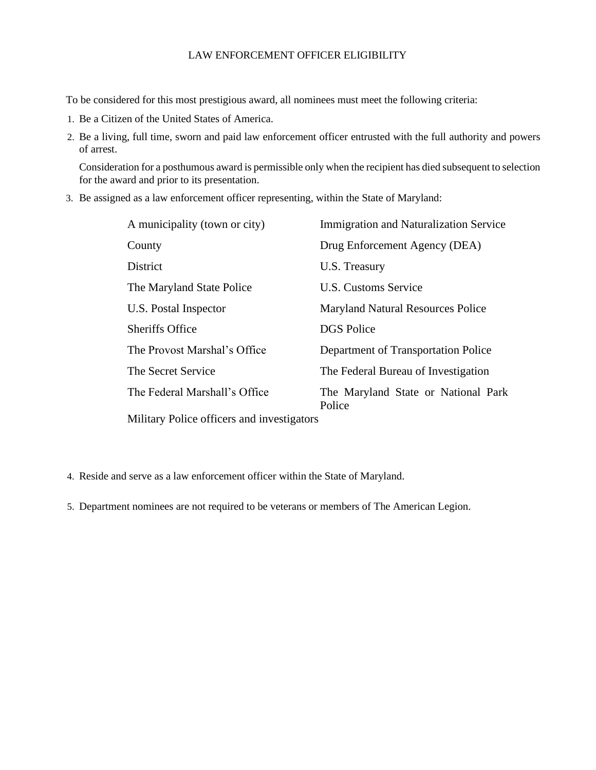# LAW ENFORCEMENT OFFICER ELIGIBILITY

To be considered for this most prestigious award, all nominees must meet the following criteria:

1. Be a Citizen of the United States of America.
2. Be a living, full time, sworn and paid law enforcement officer entrusted with the full authority and powers of arrest.

   Consideration for a posthumous award is permissible only when the recipient has died subsequent to selection for the award and prior to its presentation.
3. Be assigned as a law enforcement officer representing, within the State of Maryland:

| | |
|---|---|
| A municipality (town or city) | Immigration and Naturalization Service |
| County | Drug Enforcement Agency (DEA) |
| District | U.S. Treasury |
| The Maryland State Police | U.S. Customs Service |
| U.S. Postal Inspector | Maryland Natural Resources Police |
| Sheriffs Office | DGS Police |
| The Provost Marshal's Office | Department of Transportation Police |
| The Secret Service | The Federal Bureau of Investigation |
| The Federal Marshall's Office | The Maryland State or National Park Police |
| Military Police officers and investigators | |

4. Reside and serve as a law enforcement officer within the State of Maryland.
5. Department nominees are not required to be veterans or members of The American Legion.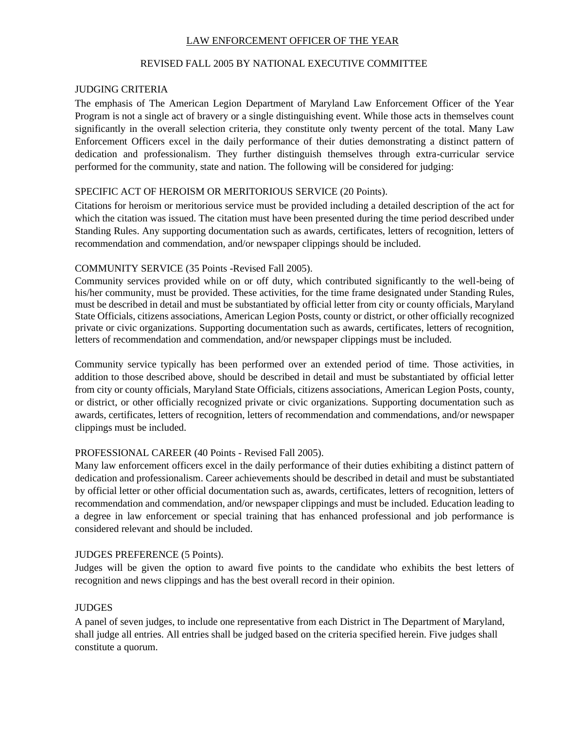# LAW ENFORCEMENT OFFICER OF THE YEAR

REVISED FALL 2005 BY NATIONAL EXECUTIVE COMMITTEE

## JUDGING CRITERIA

The emphasis of The American Legion Department of Maryland Law Enforcement Officer of the Year Program is not a single act of bravery or a single distinguishing event. While those acts in themselves count significantly in the overall selection criteria, they constitute only twenty percent of the total. Many Law Enforcement Officers excel in the daily performance of their duties demonstrating a distinct pattern of dedication and professionalism. They further distinguish themselves through extra-curricular service performed for the community, state and nation. The following will be considered for judging:

## SPECIFIC ACT OF HEROISM OR MERITORIOUS SERVICE (20 Points).

Citations for heroism or meritorious service must be provided including a detailed description of the act for which the citation was issued. The citation must have been presented during the time period described under Standing Rules. Any supporting documentation such as awards, certificates, letters of recognition, letters of recommendation and commendation, and/or newspaper clippings should be included.

## COMMUNITY SERVICE (35 Points -Revised Fall 2005).

Community services provided while on or off duty, which contributed significantly to the well-being of his/her community, must be provided. These activities, for the time frame designated under Standing Rules, must be described in detail and must be substantiated by official letter from city or county officials, Maryland State Officials, citizens associations, American Legion Posts, county or district, or other officially recognized private or civic organizations. Supporting documentation such as awards, certificates, letters of recognition, letters of recommendation and commendation, and/or newspaper clippings must be included.

Community service typically has been performed over an extended period of time. Those activities, in addition to those described above, should be described in detail and must be substantiated by official letter from city or county officials, Maryland State Officials, citizens associations, American Legion Posts, county, or district, or other officially recognized private or civic organizations. Supporting documentation such as awards, certificates, letters of recognition, letters of recommendation and commendations, and/or newspaper clippings must be included.

## PROFESSIONAL CAREER (40 Points - Revised Fall 2005).

Many law enforcement officers excel in the daily performance of their duties exhibiting a distinct pattern of dedication and professionalism. Career achievements should be described in detail and must be substantiated by official letter or other official documentation such as, awards, certificates, letters of recognition, letters of recommendation and commendation, and/or newspaper clippings and must be included. Education leading to a degree in law enforcement or special training that has enhanced professional and job performance is considered relevant and should be included.

## JUDGES PREFERENCE (5 Points).

Judges will be given the option to award five points to the candidate who exhibits the best letters of recognition and news clippings and has the best overall record in their opinion.

## JUDGES

A panel of seven judges, to include one representative from each District in The Department of Maryland, shall judge all entries. All entries shall be judged based on the criteria specified herein. Five judges shall constitute a quorum.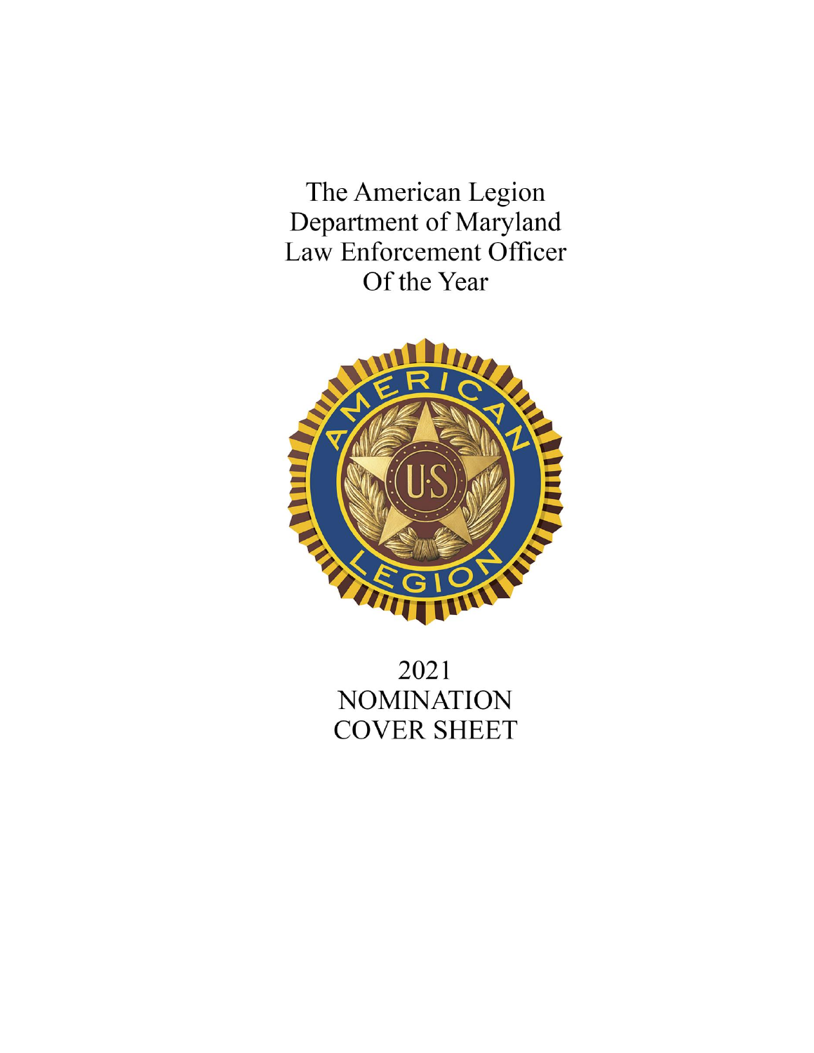# The American Legion Department of Maryland Law Enforcement Officer Of the Year

2021
NOMINATION
COVER SHEET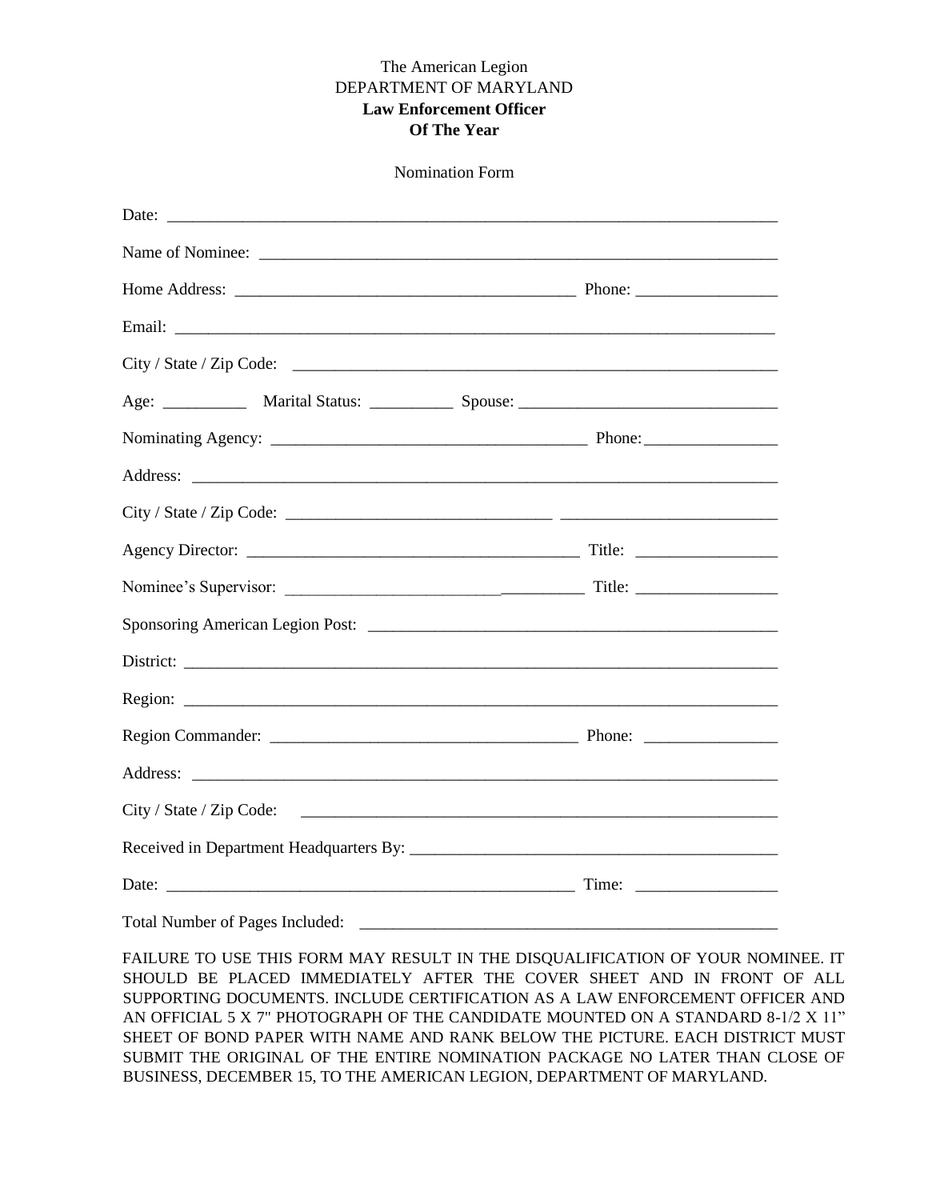The American Legion
DEPARTMENT OF MARYLAND
**Law Enforcement Officer**
**Of The Year**

Nomination Form

Date: ___________________________________________________________________________

Name of Nominee: _________________________________________________________________

Home Address: ________________________________________ Phone: ________________

Email: __________________________________________________________________________

City / State / Zip Code: ____________________________________________________________

Age: __________ Marital Status: __________ Spouse: ______________________________

Nominating Agency: ____________________________________ Phone:________________

Address: ________________________________________________________________________

City / State / Zip Code: _______________________________ _________________________

Agency Director: _______________________________________ Title: ________________

Nominee's Supervisor: ____________________________________ Title: ________________

Sponsoring American Legion Post: ___________________________________________________

District: _________________________________________________________________________

Region: _________________________________________________________________________

Region Commander: ____________________________________ Phone: ________________

Address: ________________________________________________________________________

City / State / Zip Code: ____________________________________________________________

Received in Department Headquarters By: ____________________________________________

Date: ______________________________________________ Time: ________________

Total Number of Pages Included: ____________________________________________________

FAILURE TO USE THIS FORM MAY RESULT IN THE DISQUALIFICATION OF YOUR NOMINEE. IT SHOULD BE PLACED IMMEDIATELY AFTER THE COVER SHEET AND IN FRONT OF ALL SUPPORTING DOCUMENTS. INCLUDE CERTIFICATION AS A LAW ENFORCEMENT OFFICER AND AN OFFICIAL 5 X 7" PHOTOGRAPH OF THE CANDIDATE MOUNTED ON A STANDARD 8-1/2 X 11" SHEET OF BOND PAPER WITH NAME AND RANK BELOW THE PICTURE. EACH DISTRICT MUST SUBMIT THE ORIGINAL OF THE ENTIRE NOMINATION PACKAGE NO LATER THAN CLOSE OF BUSINESS, DECEMBER 15, TO THE AMERICAN LEGION, DEPARTMENT OF MARYLAND.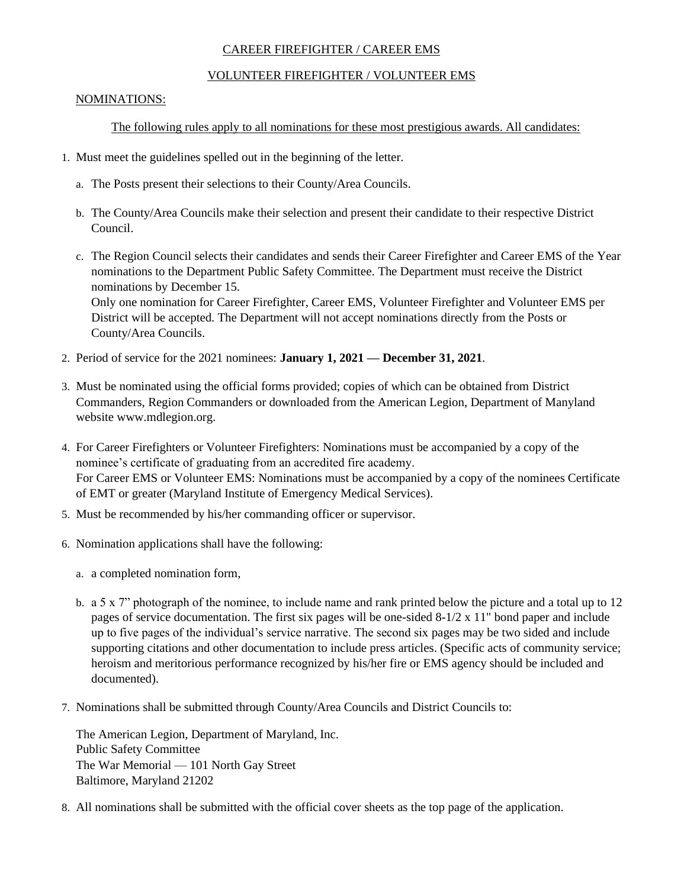CAREER FIREFIGHTER / CAREER EMS

VOLUNTEER FIREFIGHTER / VOLUNTEER EMS

NOMINATIONS:

The following rules apply to all nominations for these most prestigious awards. All candidates:

1. Must meet the guidelines spelled out in the beginning of the letter.
   a. The Posts present their selections to their County/Area Councils.
   b. The County/Area Councils make their selection and present their candidate to their respective District Council.
   c. The Region Council selects their candidates and sends their Career Firefighter and Career EMS of the Year nominations to the Department Public Safety Committee. The Department must receive the District nominations by December 15.
   Only one nomination for Career Firefighter, Career EMS, Volunteer Firefighter and Volunteer EMS per District will be accepted. The Department will not accept nominations directly from the Posts or County/Area Councils.
2. Period of service for the 2021 nominees: **January 1, 2021 — December 31, 2021**.
3. Must be nominated using the official forms provided; copies of which can be obtained from District Commanders, Region Commanders or downloaded from the American Legion, Department of Manyland website www.mdlegion.org.
4. For Career Firefighters or Volunteer Firefighters: Nominations must be accompanied by a copy of the nominee's certificate of graduating from an accredited fire academy.
   For Career EMS or Volunteer EMS: Nominations must be accompanied by a copy of the nominees Certificate of EMT or greater (Maryland Institute of Emergency Medical Services).
5. Must be recommended by his/her commanding officer or supervisor.
6. Nomination applications shall have the following:
   a. a completed nomination form,
   b. a 5 x 7" photograph of the nominee, to include name and rank printed below the picture and a total up to 12 pages of service documentation. The first six pages will be one-sided 8-1/2 x 11" bond paper and include up to five pages of the individual's service narrative. The second six pages may be two sided and include supporting citations and other documentation to include press articles. (Specific acts of community service; heroism and meritorious performance recognized by his/her fire or EMS agency should be included and documented).
7. Nominations shall be submitted through County/Area Councils and District Councils to:

   The American Legion, Department of Maryland, Inc.
   Public Safety Committee
   The War Memorial — 101 North Gay Street
   Baltimore, Maryland 21202
8. All nominations shall be submitted with the official cover sheets as the top page of the application.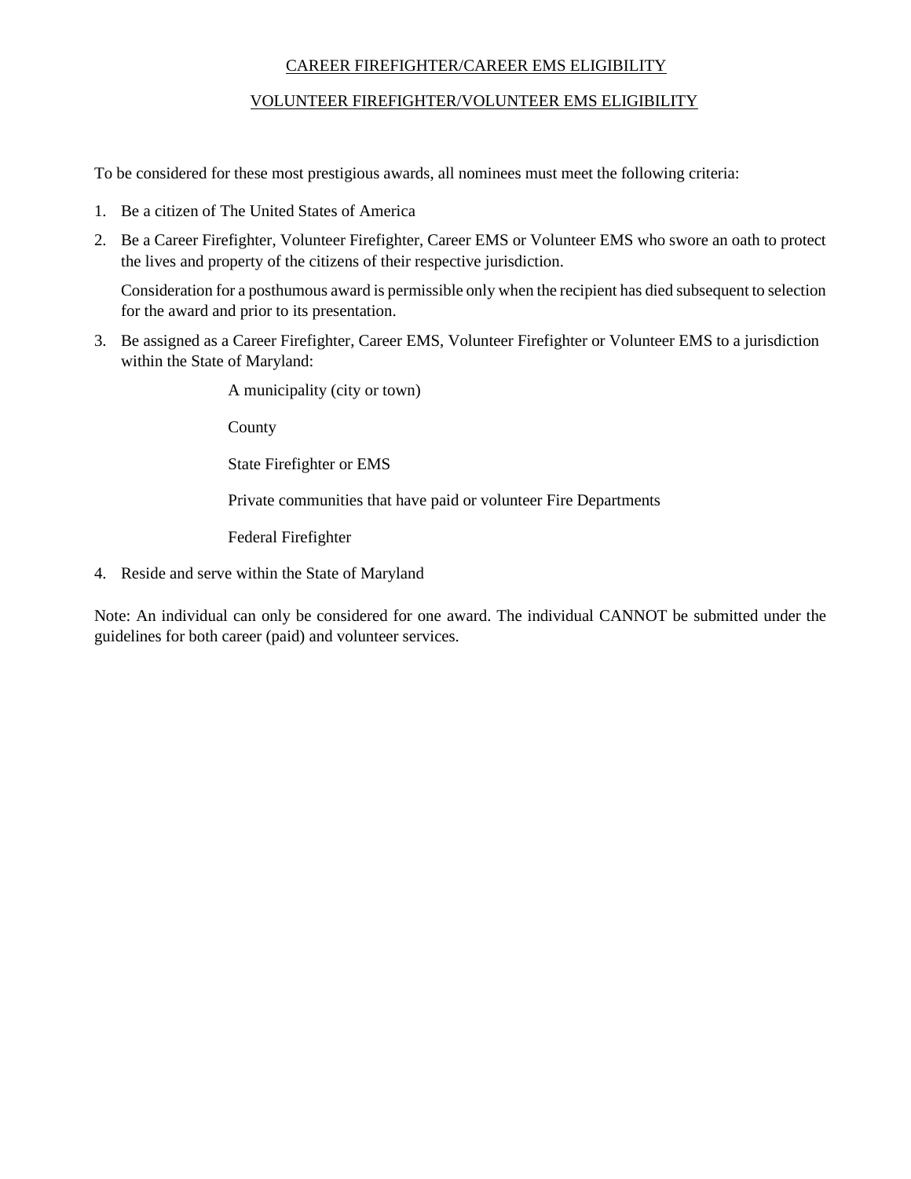## CAREER FIREFIGHTER/CAREER EMS ELIGIBILITY

## VOLUNTEER FIREFIGHTER/VOLUNTEER EMS ELIGIBILITY

To be considered for these most prestigious awards, all nominees must meet the following criteria:

1. Be a citizen of The United States of America
2. Be a Career Firefighter, Volunteer Firefighter, Career EMS or Volunteer EMS who swore an oath to protect the lives and property of the citizens of their respective jurisdiction.

   Consideration for a posthumous award is permissible only when the recipient has died subsequent to selection for the award and prior to its presentation.
3. Be assigned as a Career Firefighter, Career EMS, Volunteer Firefighter or Volunteer EMS to a jurisdiction within the State of Maryland:

   A municipality (city or town)

   County

   State Firefighter or EMS

   Private communities that have paid or volunteer Fire Departments

   Federal Firefighter
4. Reside and serve within the State of Maryland

Note: An individual can only be considered for one award. The individual CANNOT be submitted under the guidelines for both career (paid) and volunteer services.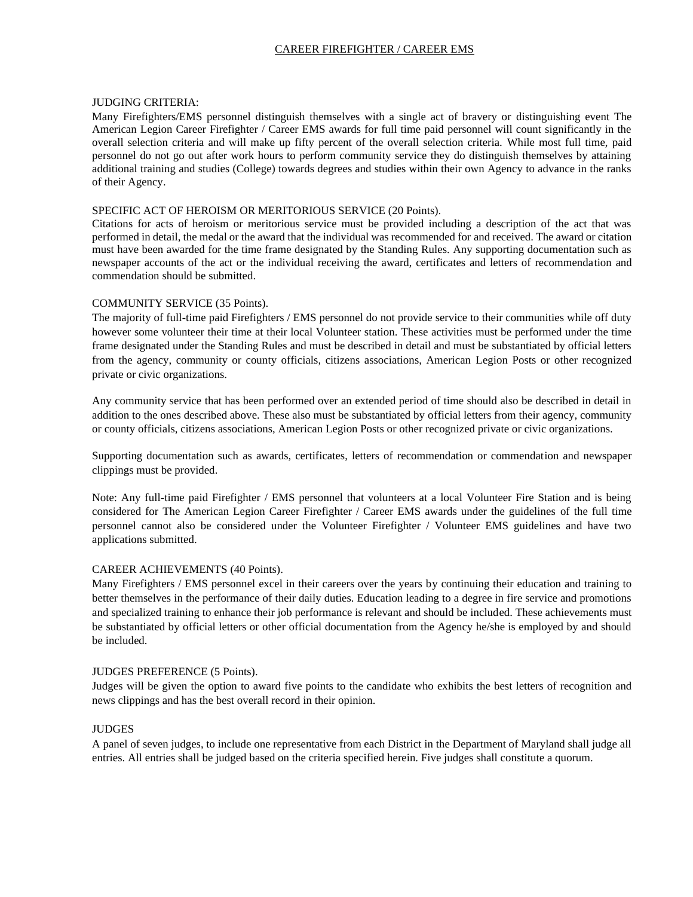## CAREER FIREFIGHTER / CAREER EMS

JUDGING CRITERIA:

Many Firefighters/EMS personnel distinguish themselves with a single act of bravery or distinguishing event The American Legion Career Firefighter / Career EMS awards for full time paid personnel will count significantly in the overall selection criteria and will make up fifty percent of the overall selection criteria. While most full time, paid personnel do not go out after work hours to perform community service they do distinguish themselves by attaining additional training and studies (College) towards degrees and studies within their own Agency to advance in the ranks of their Agency.

SPECIFIC ACT OF HEROISM OR MERITORIOUS SERVICE (20 Points).

Citations for acts of heroism or meritorious service must be provided including a description of the act that was performed in detail, the medal or the award that the individual was recommended for and received. The award or citation must have been awarded for the time frame designated by the Standing Rules. Any supporting documentation such as newspaper accounts of the act or the individual receiving the award, certificates and letters of recommendation and commendation should be submitted.

COMMUNITY SERVICE (35 Points).

The majority of full-time paid Firefighters / EMS personnel do not provide service to their communities while off duty however some volunteer their time at their local Volunteer station. These activities must be performed under the time frame designated under the Standing Rules and must be described in detail and must be substantiated by official letters from the agency, community or county officials, citizens associations, American Legion Posts or other recognized private or civic organizations.

Any community service that has been performed over an extended period of time should also be described in detail in addition to the ones described above. These also must be substantiated by official letters from their agency, community or county officials, citizens associations, American Legion Posts or other recognized private or civic organizations.

Supporting documentation such as awards, certificates, letters of recommendation or commendation and newspaper clippings must be provided.

Note: Any full-time paid Firefighter / EMS personnel that volunteers at a local Volunteer Fire Station and is being considered for The American Legion Career Firefighter / Career EMS awards under the guidelines of the full time personnel cannot also be considered under the Volunteer Firefighter / Volunteer EMS guidelines and have two applications submitted.

CAREER ACHIEVEMENTS (40 Points).

Many Firefighters / EMS personnel excel in their careers over the years by continuing their education and training to better themselves in the performance of their daily duties. Education leading to a degree in fire service and promotions and specialized training to enhance their job performance is relevant and should be included. These achievements must be substantiated by official letters or other official documentation from the Agency he/she is employed by and should be included.

JUDGES PREFERENCE (5 Points).

Judges will be given the option to award five points to the candidate who exhibits the best letters of recognition and news clippings and has the best overall record in their opinion.

JUDGES

A panel of seven judges, to include one representative from each District in the Department of Maryland shall judge all entries. All entries shall be judged based on the criteria specified herein. Five judges shall constitute a quorum.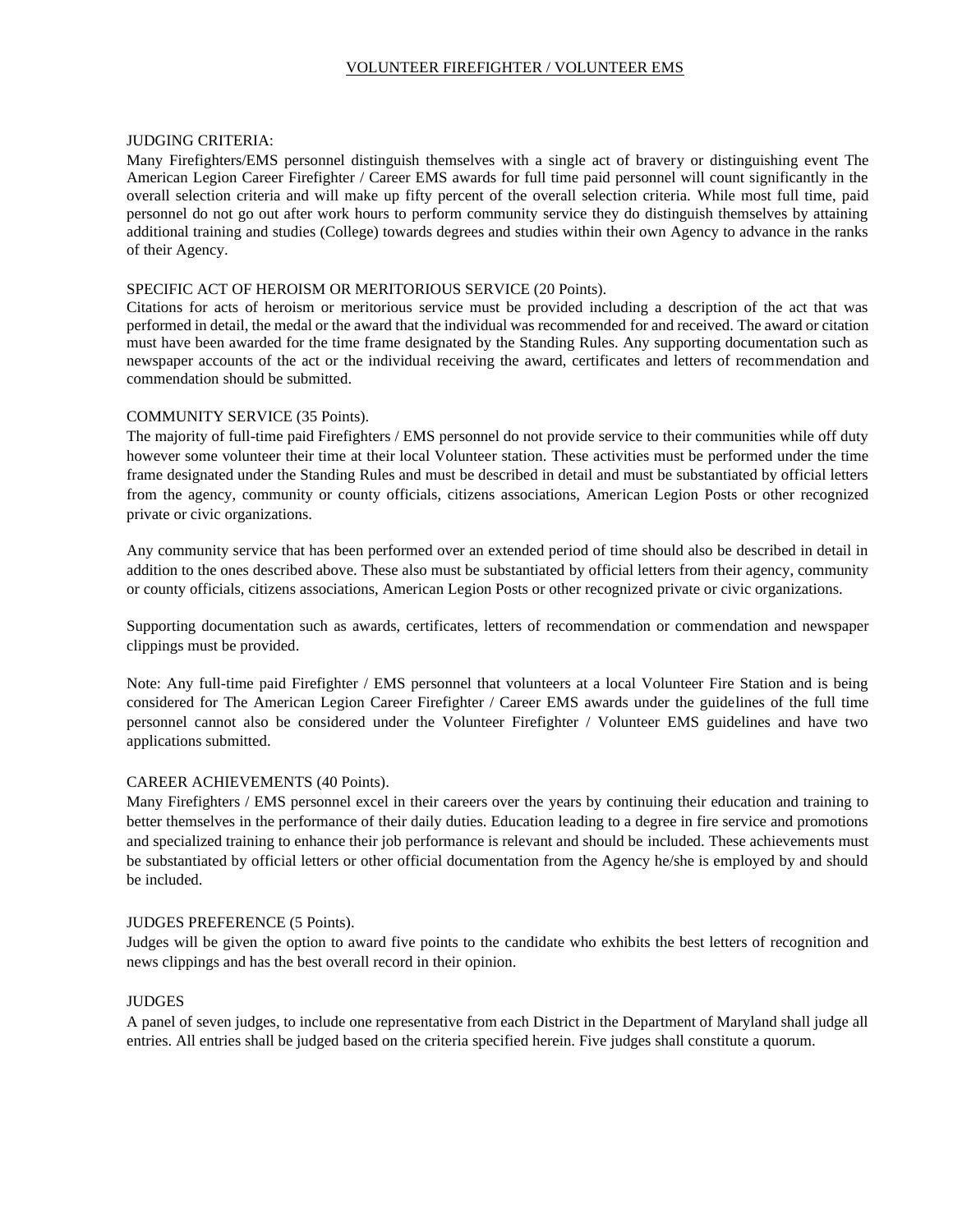## VOLUNTEER FIREFIGHTER / VOLUNTEER EMS

JUDGING CRITERIA:

Many Firefighters/EMS personnel distinguish themselves with a single act of bravery or distinguishing event The American Legion Career Firefighter / Career EMS awards for full time paid personnel will count significantly in the overall selection criteria and will make up fifty percent of the overall selection criteria. While most full time, paid personnel do not go out after work hours to perform community service they do distinguish themselves by attaining additional training and studies (College) towards degrees and studies within their own Agency to advance in the ranks of their Agency.

SPECIFIC ACT OF HEROISM OR MERITORIOUS SERVICE (20 Points).

Citations for acts of heroism or meritorious service must be provided including a description of the act that was performed in detail, the medal or the award that the individual was recommended for and received. The award or citation must have been awarded for the time frame designated by the Standing Rules. Any supporting documentation such as newspaper accounts of the act or the individual receiving the award, certificates and letters of recommendation and commendation should be submitted.

COMMUNITY SERVICE (35 Points).

The majority of full-time paid Firefighters / EMS personnel do not provide service to their communities while off duty however some volunteer their time at their local Volunteer station. These activities must be performed under the time frame designated under the Standing Rules and must be described in detail and must be substantiated by official letters from the agency, community or county officials, citizens associations, American Legion Posts or other recognized private or civic organizations.

Any community service that has been performed over an extended period of time should also be described in detail in addition to the ones described above. These also must be substantiated by official letters from their agency, community or county officials, citizens associations, American Legion Posts or other recognized private or civic organizations.

Supporting documentation such as awards, certificates, letters of recommendation or commendation and newspaper clippings must be provided.

Note: Any full-time paid Firefighter / EMS personnel that volunteers at a local Volunteer Fire Station and is being considered for The American Legion Career Firefighter / Career EMS awards under the guidelines of the full time personnel cannot also be considered under the Volunteer Firefighter / Volunteer EMS guidelines and have two applications submitted.

CAREER ACHIEVEMENTS (40 Points).

Many Firefighters / EMS personnel excel in their careers over the years by continuing their education and training to better themselves in the performance of their daily duties. Education leading to a degree in fire service and promotions and specialized training to enhance their job performance is relevant and should be included. These achievements must be substantiated by official letters or other official documentation from the Agency he/she is employed by and should be included.

JUDGES PREFERENCE (5 Points).

Judges will be given the option to award five points to the candidate who exhibits the best letters of recognition and news clippings and has the best overall record in their opinion.

JUDGES

A panel of seven judges, to include one representative from each District in the Department of Maryland shall judge all entries. All entries shall be judged based on the criteria specified herein. Five judges shall constitute a quorum.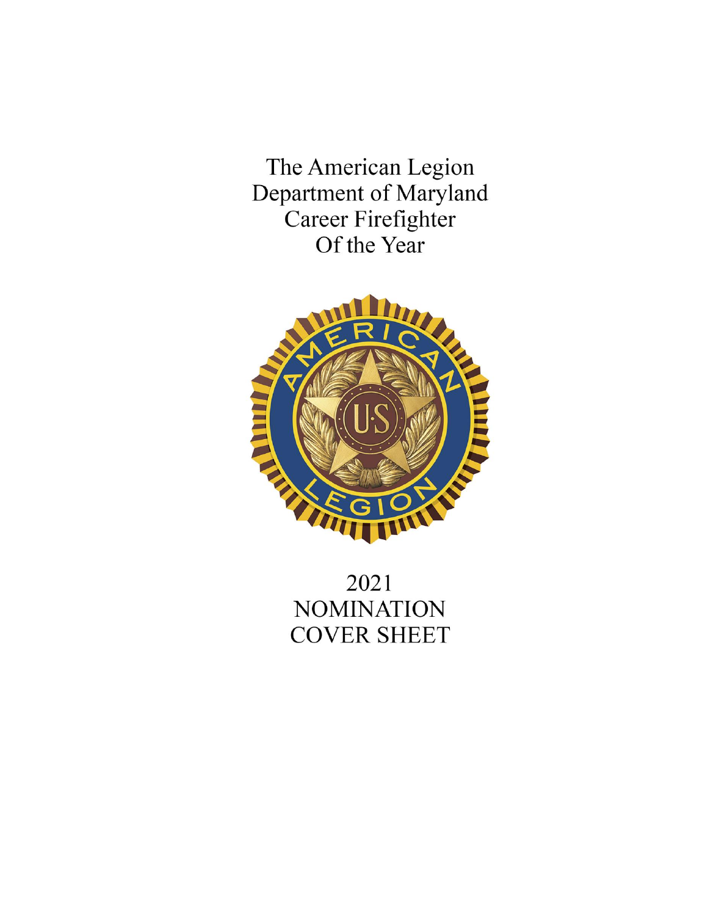# The American Legion
# Department of Maryland
# Career Firefighter
# Of the Year

# 2021
# NOMINATION
# COVER SHEET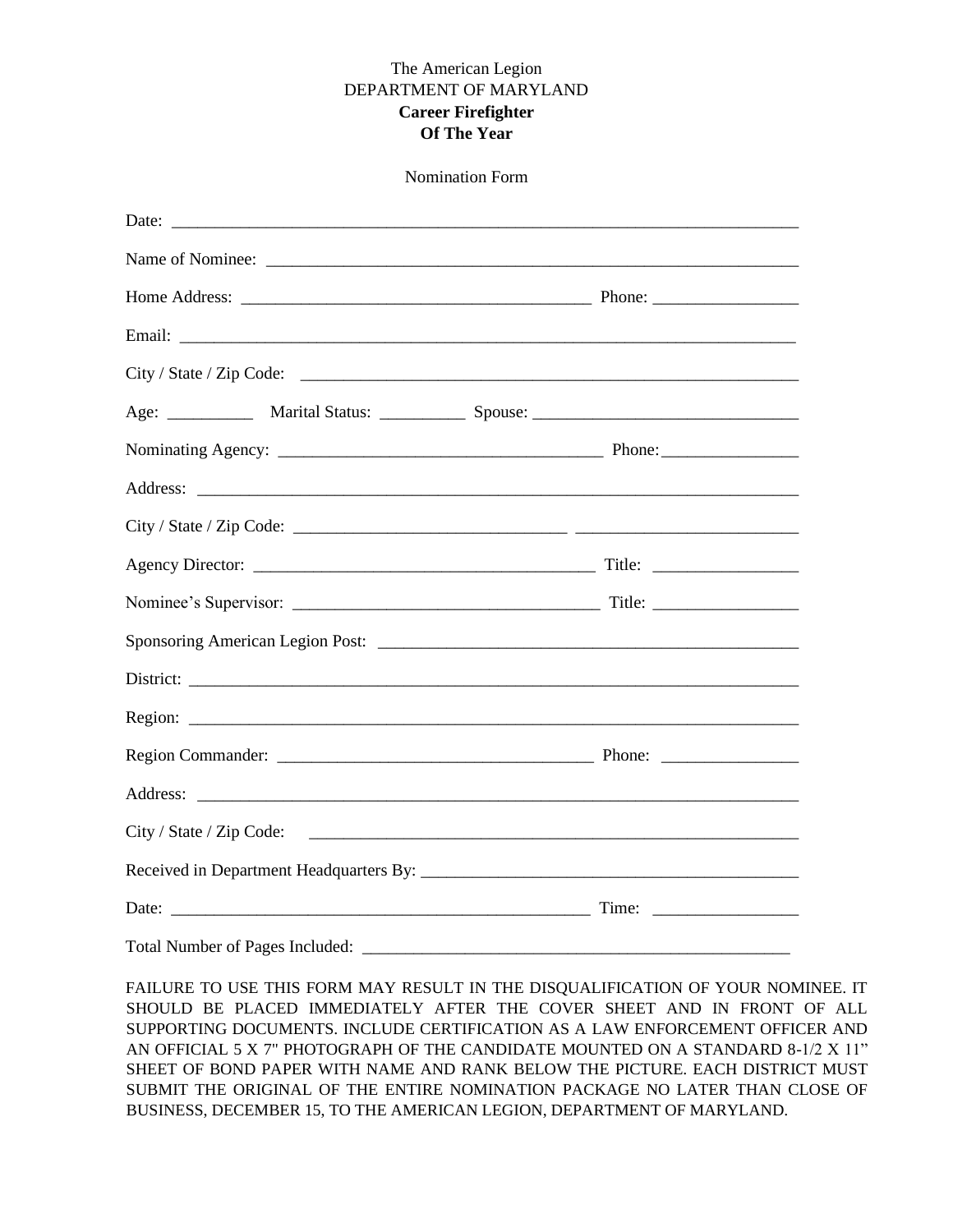The American Legion

DEPARTMENT OF MARYLAND

**Career Firefighter**

**Of The Year**

Nomination Form

Date: ______________________________________________________________________

Name of Nominee: ____________________________________________________________

Home Address: ______________________________________ Phone: _______________

Email: _____________________________________________________________________

City / State / Zip Code: ______________________________________________________

Age: _________ Marital Status: _________ Spouse: _____________________________

Nominating Agency: __________________________________ Phone: _______________

Address: ____________________________________________________________________

City / State / Zip Code: _____________________________ _________________________

Agency Director: _____________________________________ Title: _______________

Nominee's Supervisor: ________________________________ Title: _______________

Sponsoring American Legion Post: _____________________________________________

District: ____________________________________________________________________

Region: ____________________________________________________________________

Region Commander: ___________________________________ Phone: _______________

Address: ____________________________________________________________________

City / State / Zip Code: ______________________________________________________

Received in Department Headquarters By: _______________________________________

Date: _______________________________________________ Time: _______________

Total Number of Pages Included: ______________________________________________

FAILURE TO USE THIS FORM MAY RESULT IN THE DISQUALIFICATION OF YOUR NOMINEE. IT SHOULD BE PLACED IMMEDIATELY AFTER THE COVER SHEET AND IN FRONT OF ALL SUPPORTING DOCUMENTS. INCLUDE CERTIFICATION AS A LAW ENFORCEMENT OFFICER AND AN OFFICIAL 5 X 7" PHOTOGRAPH OF THE CANDIDATE MOUNTED ON A STANDARD 8-1/2 X 11" SHEET OF BOND PAPER WITH NAME AND RANK BELOW THE PICTURE. EACH DISTRICT MUST SUBMIT THE ORIGINAL OF THE ENTIRE NOMINATION PACKAGE NO LATER THAN CLOSE OF BUSINESS, DECEMBER 15, TO THE AMERICAN LEGION, DEPARTMENT OF MARYLAND.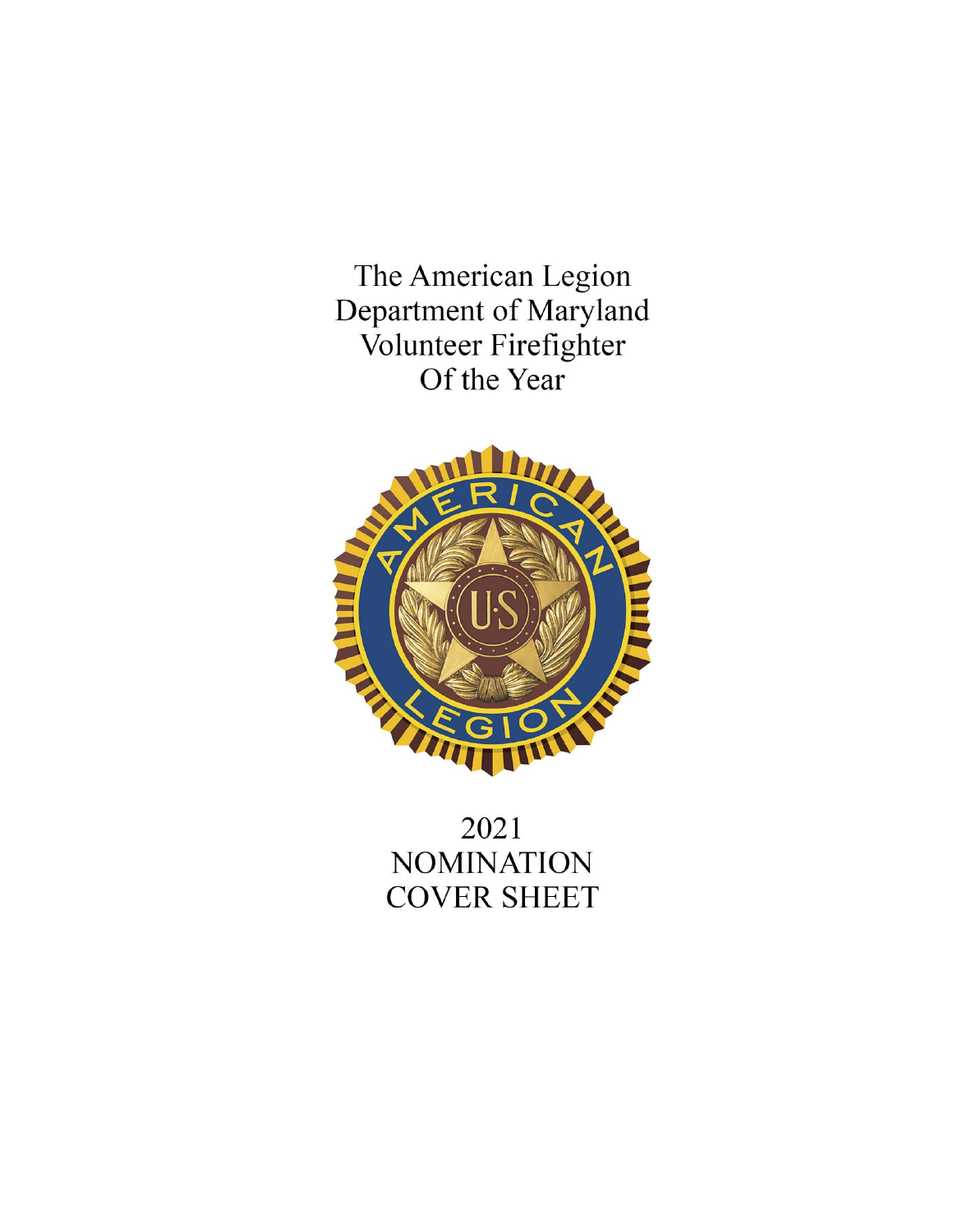# The American Legion Department of Maryland Volunteer Firefighter Of the Year

# 2021 NOMINATION COVER SHEET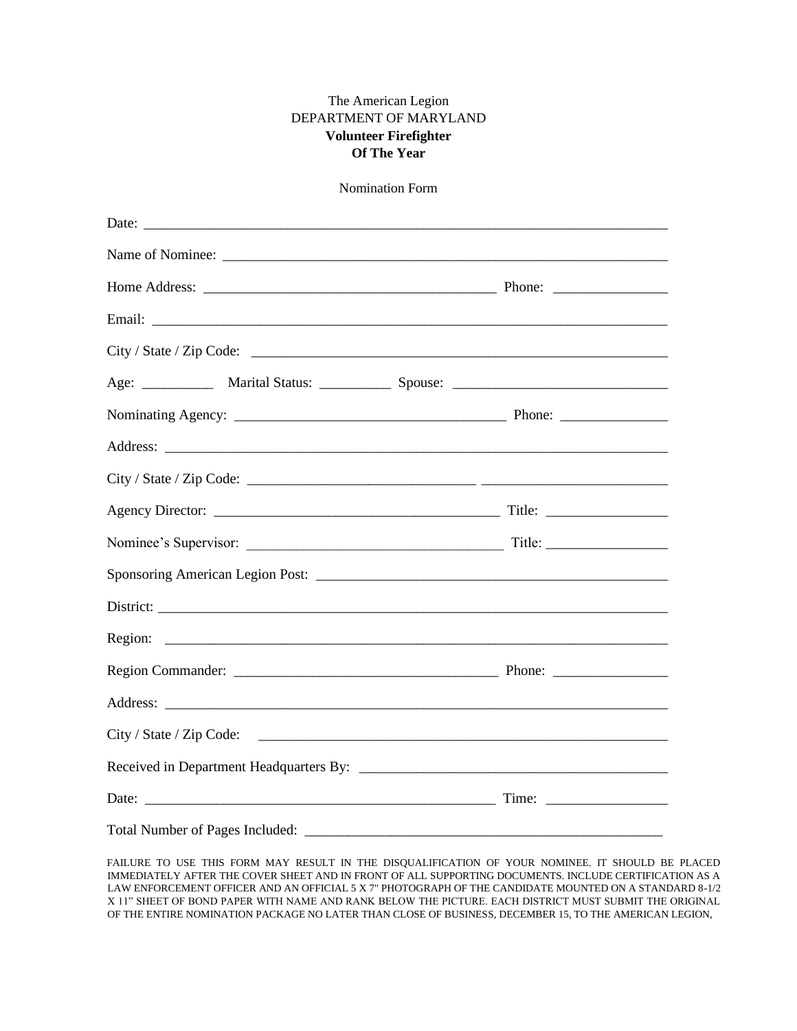The American Legion

DEPARTMENT OF MARYLAND

**Volunteer Firefighter**

**Of The Year**

Nomination Form

Date: ___________________________________________________________________________

Name of Nominee: _________________________________________________________________

Home Address: ________________________________________ Phone: ________________

Email: ___________________________________________________________________________

City / State / Zip Code: _____________________________________________________________

Age: __________ Marital Status: __________ Spouse: ______________________________

Nominating Agency: _____________________________________ Phone: _______________

Address: _________________________________________________________________________

City / State / Zip Code: _______________________________ __________________________

Agency Director: _______________________________________ Title: _________________

Nominee's Supervisor: ___________________________________ Title: _________________

Sponsoring American Legion Post: ____________________________________________________

District: __________________________________________________________________________

Region: __________________________________________________________________________

Region Commander: _____________________________________ Phone: ________________

Address: __________________________________________________________________________

City / State / Zip Code: ______________________________________________________________

Received in Department Headquarters By: ______________________________________________

Date: _______________________________________________ Time: _________________

Total Number of Pages Included: ____________________________________________________

FAILURE TO USE THIS FORM MAY RESULT IN THE DISQUALIFICATION OF YOUR NOMINEE. IT SHOULD BE PLACED IMMEDIATELY AFTER THE COVER SHEET AND IN FRONT OF ALL SUPPORTING DOCUMENTS. INCLUDE CERTIFICATION AS A LAW ENFORCEMENT OFFICER AND AN OFFICIAL 5 X 7" PHOTOGRAPH OF THE CANDIDATE MOUNTED ON A STANDARD 8-1/2 X 11" SHEET OF BOND PAPER WITH NAME AND RANK BELOW THE PICTURE. EACH DISTRICT MUST SUBMIT THE ORIGINAL OF THE ENTIRE NOMINATION PACKAGE NO LATER THAN CLOSE OF BUSINESS, DECEMBER 15, TO THE AMERICAN LEGION,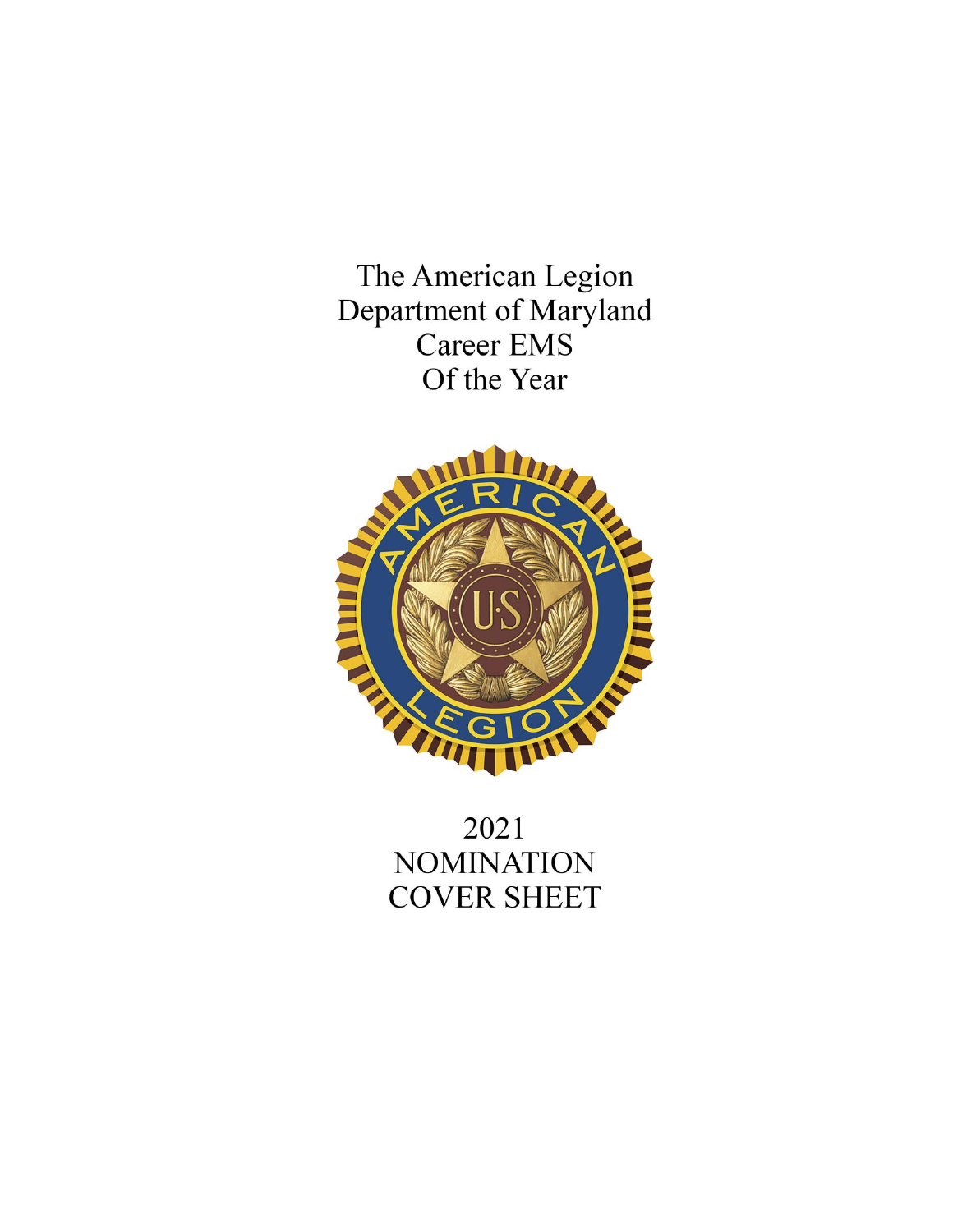# The American Legion
# Department of Maryland
# Career EMS
# Of the Year

AMERICAN

U.S.

LEGION

# 2021
# NOMINATION
# COVER SHEET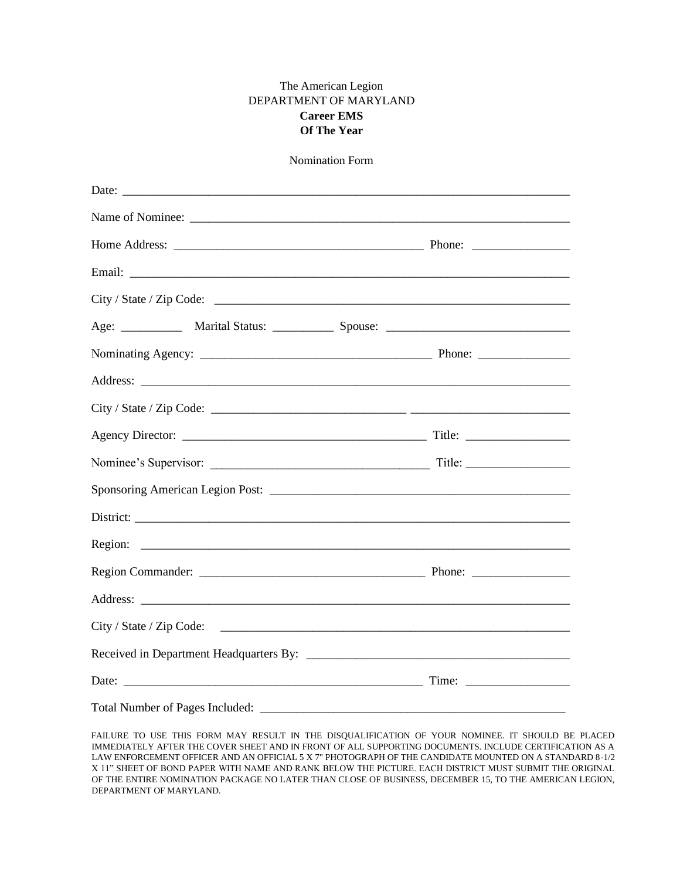The American Legion
DEPARTMENT OF MARYLAND
**Career EMS**
**Of The Year**

Nomination Form

Date: ___________________________________________________________________________

Name of Nominee: _________________________________________________________________

Home Address: ________________________________________ Phone: _______________

Email: ___________________________________________________________________________

City / State / Zip Code: ____________________________________________________________

Age: __________ Marital Status: __________ Spouse: _____________________________

Nominating Agency: ____________________________________ Phone: ______________

Address: _________________________________________________________________________

City / State / Zip Code: _______________________________ __________________________

Agency Director: _______________________________________ Title: ________________

Nominee's Supervisor: ___________________________________ Title: ________________

Sponsoring American Legion Post: ______________________________________________

District: ___________________________________________________________________________

Region: ___________________________________________________________________________

Region Commander: ____________________________________ Phone: _______________

Address: __________________________________________________________________________

City / State / Zip Code: ___________________________________________________________

Received in Department Headquarters By: _____________________________________________

Date: _________________________________________________ Time: ________________

Total Number of Pages Included: _______________________________________________

FAILURE TO USE THIS FORM MAY RESULT IN THE DISQUALIFICATION OF YOUR NOMINEE. IT SHOULD BE PLACED IMMEDIATELY AFTER THE COVER SHEET AND IN FRONT OF ALL SUPPORTING DOCUMENTS. INCLUDE CERTIFICATION AS A LAW ENFORCEMENT OFFICER AND AN OFFICIAL 5 X 7" PHOTOGRAPH OF THE CANDIDATE MOUNTED ON A STANDARD 8-1/2 X 11" SHEET OF BOND PAPER WITH NAME AND RANK BELOW THE PICTURE. EACH DISTRICT MUST SUBMIT THE ORIGINAL OF THE ENTIRE NOMINATION PACKAGE NO LATER THAN CLOSE OF BUSINESS, DECEMBER 15, TO THE AMERICAN LEGION, DEPARTMENT OF MARYLAND.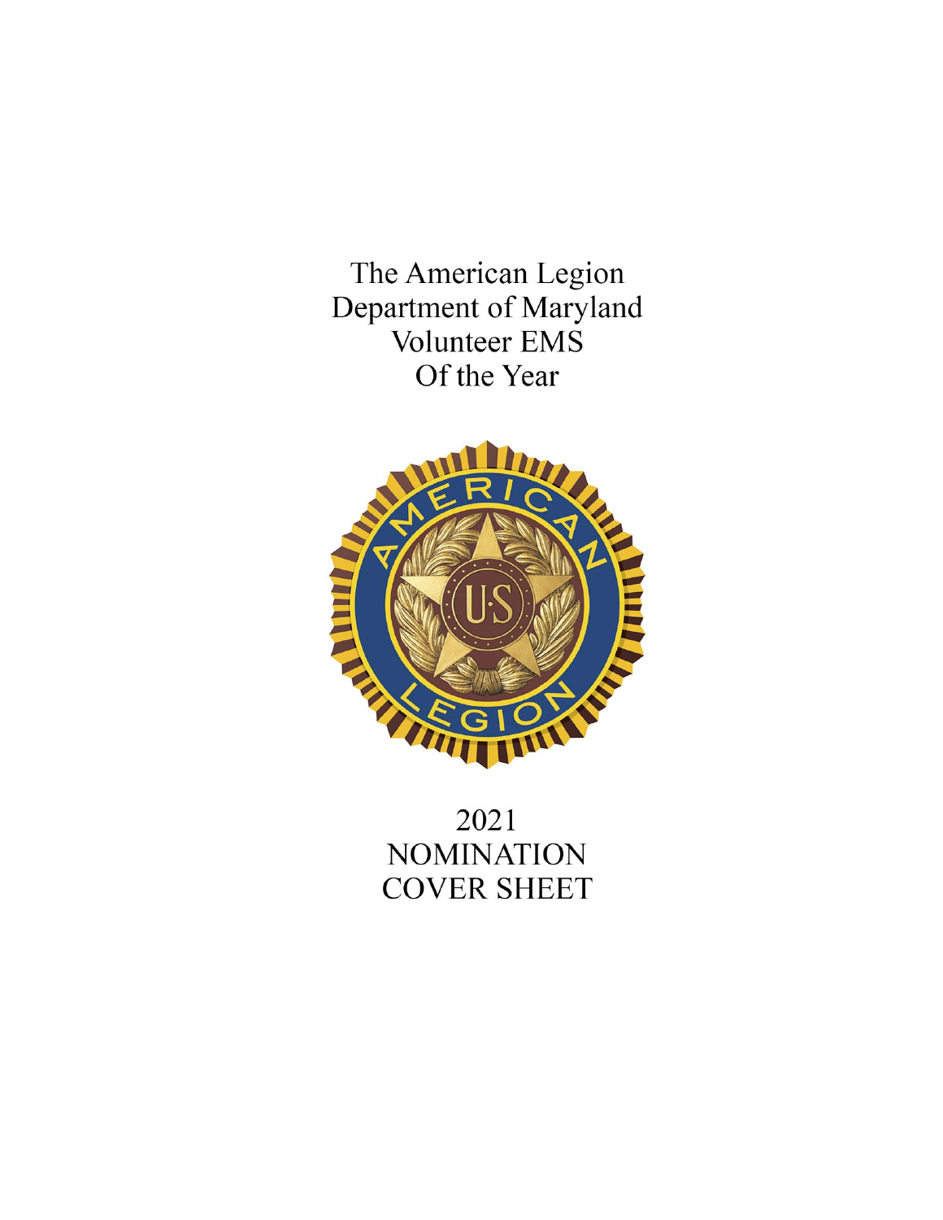# The American Legion Department of Maryland Volunteer EMS Of the Year

# 2021 NOMINATION COVER SHEET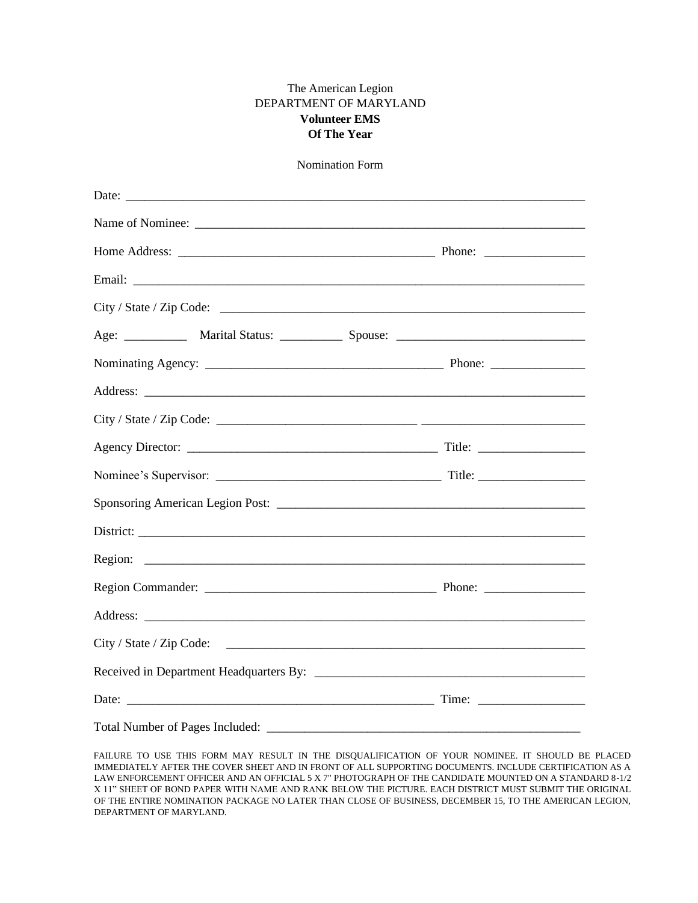The American Legion
DEPARTMENT OF MARYLAND
**Volunteer EMS**
**Of The Year**

Nomination Form

Date: ______________________________________________________________________

Name of Nominee: ____________________________________________________________

Home Address: ________________________________________ Phone: _______________

Email: _____________________________________________________________________

City / State / Zip Code: ________________________________________________________

Age: __________ Marital Status: __________ Spouse: ____________________________

Nominating Agency: ___________________________________ Phone: ______________

Address: ___________________________________________________________________

City / State / Zip Code: ______________________________ _________________________

Agency Director: ______________________________________ Title: ________________

Nominee's Supervisor: __________________________________ Title: ________________

Sponsoring American Legion Post: ________________________________________________

District: ____________________________________________________________________

Region: ____________________________________________________________________

Region Commander: ___________________________________ Phone: _______________

Address: ____________________________________________________________________

City / State / Zip Code: ________________________________________________________

Received in Department Headquarters By: __________________________________________

Date: ______________________________________________ Time: ________________

Total Number of Pages Included: ________________________________________________

FAILURE TO USE THIS FORM MAY RESULT IN THE DISQUALIFICATION OF YOUR NOMINEE. IT SHOULD BE PLACED IMMEDIATELY AFTER THE COVER SHEET AND IN FRONT OF ALL SUPPORTING DOCUMENTS. INCLUDE CERTIFICATION AS A LAW ENFORCEMENT OFFICER AND AN OFFICIAL 5 X 7" PHOTOGRAPH OF THE CANDIDATE MOUNTED ON A STANDARD 8-1/2 X 11" SHEET OF BOND PAPER WITH NAME AND RANK BELOW THE PICTURE. EACH DISTRICT MUST SUBMIT THE ORIGINAL OF THE ENTIRE NOMINATION PACKAGE NO LATER THAN CLOSE OF BUSINESS, DECEMBER 15, TO THE AMERICAN LEGION, DEPARTMENT OF MARYLAND.